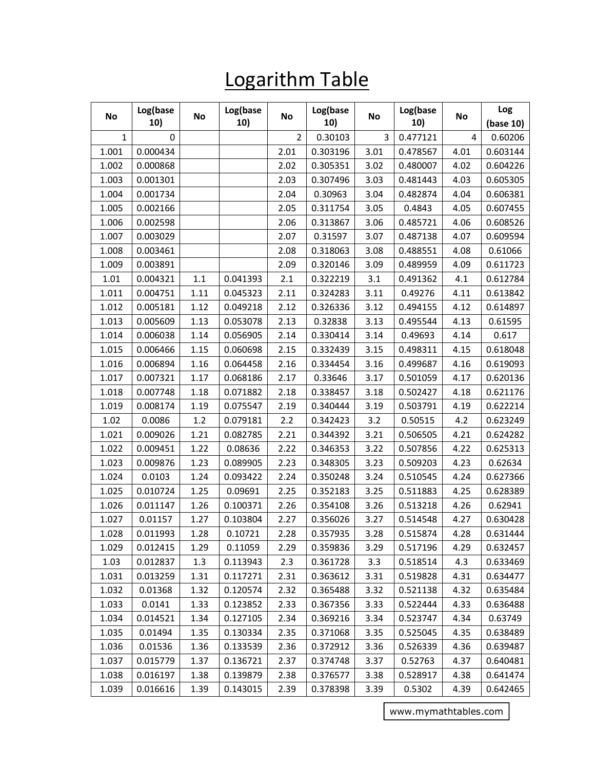# Logarithm Table

| No | Log(base 10) | No | Log(base 10) | No | Log(base 10) | No | Log(base 10) | No | Log (base 10) |
|---|---|---|---|---|---|---|---|---|---|
| 1 | 0 | | | 2 | 0.30103 | 3 | 0.477121 | 4 | 0.60206 |
| 1.001 | 0.000434 | | | 2.01 | 0.303196 | 3.01 | 0.478567 | 4.01 | 0.603144 |
| 1.002 | 0.000868 | | | 2.02 | 0.305351 | 3.02 | 0.480007 | 4.02 | 0.604226 |
| 1.003 | 0.001301 | | | 2.03 | 0.307496 | 3.03 | 0.481443 | 4.03 | 0.605305 |
| 1.004 | 0.001734 | | | 2.04 | 0.30963 | 3.04 | 0.482874 | 4.04 | 0.606381 |
| 1.005 | 0.002166 | | | 2.05 | 0.311754 | 3.05 | 0.4843 | 4.05 | 0.607455 |
| 1.006 | 0.002598 | | | 2.06 | 0.313867 | 3.06 | 0.485721 | 4.06 | 0.608526 |
| 1.007 | 0.003029 | | | 2.07 | 0.31597 | 3.07 | 0.487138 | 4.07 | 0.609594 |
| 1.008 | 0.003461 | | | 2.08 | 0.318063 | 3.08 | 0.488551 | 4.08 | 0.61066 |
| 1.009 | 0.003891 | | | 2.09 | 0.320146 | 3.09 | 0.489959 | 4.09 | 0.611723 |
| 1.01 | 0.004321 | 1.1 | 0.041393 | 2.1 | 0.322219 | 3.1 | 0.491362 | 4.1 | 0.612784 |
| 1.011 | 0.004751 | 1.11 | 0.045323 | 2.11 | 0.324283 | 3.11 | 0.49276 | 4.11 | 0.613842 |
| 1.012 | 0.005181 | 1.12 | 0.049218 | 2.12 | 0.326336 | 3.12 | 0.494155 | 4.12 | 0.614897 |
| 1.013 | 0.005609 | 1.13 | 0.053078 | 2.13 | 0.32838 | 3.13 | 0.495544 | 4.13 | 0.61595 |
| 1.014 | 0.006038 | 1.14 | 0.056905 | 2.14 | 0.330414 | 3.14 | 0.49693 | 4.14 | 0.617 |
| 1.015 | 0.006466 | 1.15 | 0.060698 | 2.15 | 0.332439 | 3.15 | 0.498311 | 4.15 | 0.618048 |
| 1.016 | 0.006894 | 1.16 | 0.064458 | 2.16 | 0.334454 | 3.16 | 0.499687 | 4.16 | 0.619093 |
| 1.017 | 0.007321 | 1.17 | 0.068186 | 2.17 | 0.33646 | 3.17 | 0.501059 | 4.17 | 0.620136 |
| 1.018 | 0.007748 | 1.18 | 0.071882 | 2.18 | 0.338457 | 3.18 | 0.502427 | 4.18 | 0.621176 |
| 1.019 | 0.008174 | 1.19 | 0.075547 | 2.19 | 0.340444 | 3.19 | 0.503791 | 4.19 | 0.622214 |
| 1.02 | 0.0086 | 1.2 | 0.079181 | 2.2 | 0.342423 | 3.2 | 0.50515 | 4.2 | 0.623249 |
| 1.021 | 0.009026 | 1.21 | 0.082785 | 2.21 | 0.344392 | 3.21 | 0.506505 | 4.21 | 0.624282 |
| 1.022 | 0.009451 | 1.22 | 0.08636 | 2.22 | 0.346353 | 3.22 | 0.507856 | 4.22 | 0.625313 |
| 1.023 | 0.009876 | 1.23 | 0.089905 | 2.23 | 0.348305 | 3.23 | 0.509203 | 4.23 | 0.62634 |
| 1.024 | 0.0103 | 1.24 | 0.093422 | 2.24 | 0.350248 | 3.24 | 0.510545 | 4.24 | 0.627366 |
| 1.025 | 0.010724 | 1.25 | 0.09691 | 2.25 | 0.352183 | 3.25 | 0.511883 | 4.25 | 0.628389 |
| 1.026 | 0.011147 | 1.26 | 0.100371 | 2.26 | 0.354108 | 3.26 | 0.513218 | 4.26 | 0.62941 |
| 1.027 | 0.01157 | 1.27 | 0.103804 | 2.27 | 0.356026 | 3.27 | 0.514548 | 4.27 | 0.630428 |
| 1.028 | 0.011993 | 1.28 | 0.10721 | 2.28 | 0.357935 | 3.28 | 0.515874 | 4.28 | 0.631444 |
| 1.029 | 0.012415 | 1.29 | 0.11059 | 2.29 | 0.359836 | 3.29 | 0.517196 | 4.29 | 0.632457 |
| 1.03 | 0.012837 | 1.3 | 0.113943 | 2.3 | 0.361728 | 3.3 | 0.518514 | 4.3 | 0.633469 |
| 1.031 | 0.013259 | 1.31 | 0.117271 | 2.31 | 0.363612 | 3.31 | 0.519828 | 4.31 | 0.634477 |
| 1.032 | 0.01368 | 1.32 | 0.120574 | 2.32 | 0.365488 | 3.32 | 0.521138 | 4.32 | 0.635484 |
| 1.033 | 0.0141 | 1.33 | 0.123852 | 2.33 | 0.367356 | 3.33 | 0.522444 | 4.33 | 0.636488 |
| 1.034 | 0.014521 | 1.34 | 0.127105 | 2.34 | 0.369216 | 3.34 | 0.523747 | 4.34 | 0.63749 |
| 1.035 | 0.01494 | 1.35 | 0.130334 | 2.35 | 0.371068 | 3.35 | 0.525045 | 4.35 | 0.638489 |
| 1.036 | 0.01536 | 1.36 | 0.133539 | 2.36 | 0.372912 | 3.36 | 0.526339 | 4.36 | 0.639487 |
| 1.037 | 0.015779 | 1.37 | 0.136721 | 2.37 | 0.374748 | 3.37 | 0.52763 | 4.37 | 0.640481 |
| 1.038 | 0.016197 | 1.38 | 0.139879 | 2.38 | 0.376577 | 3.38 | 0.528917 | 4.38 | 0.641474 |
| 1.039 | 0.016616 | 1.39 | 0.143015 | 2.39 | 0.378398 | 3.39 | 0.5302 | 4.39 | 0.642465 |

www.mymathtables.com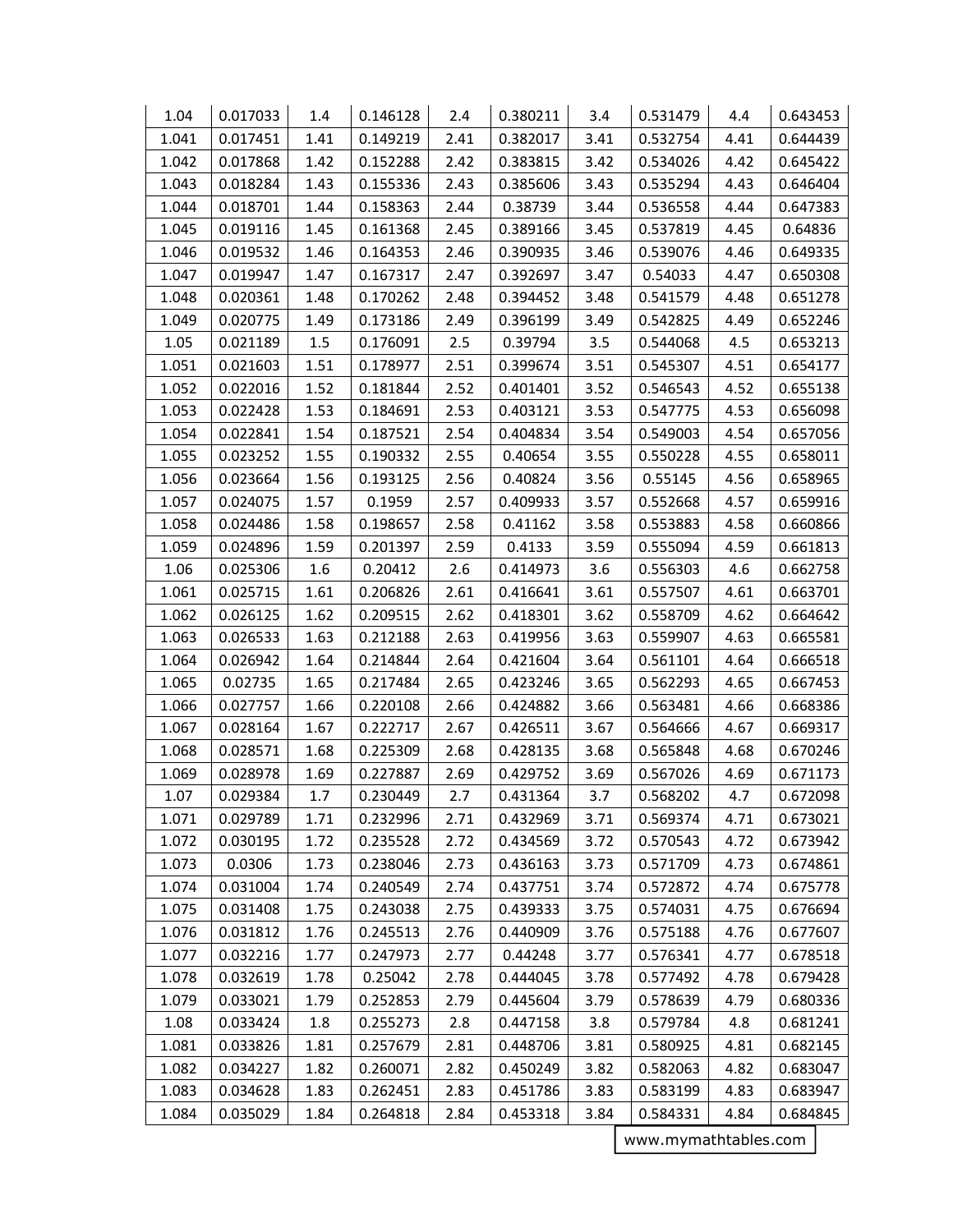| 1.04 | 0.017033 | 1.4 | 0.146128 | 2.4 | 0.380211 | 3.4 | 0.531479 | 4.4 | 0.643453 |
|---|---|---|---|---|---|---|---|---|---|
| 1.041 | 0.017451 | 1.41 | 0.149219 | 2.41 | 0.382017 | 3.41 | 0.532754 | 4.41 | 0.644439 |
| 1.042 | 0.017868 | 1.42 | 0.152288 | 2.42 | 0.383815 | 3.42 | 0.534026 | 4.42 | 0.645422 |
| 1.043 | 0.018284 | 1.43 | 0.155336 | 2.43 | 0.385606 | 3.43 | 0.535294 | 4.43 | 0.646404 |
| 1.044 | 0.018701 | 1.44 | 0.158363 | 2.44 | 0.38739 | 3.44 | 0.536558 | 4.44 | 0.647383 |
| 1.045 | 0.019116 | 1.45 | 0.161368 | 2.45 | 0.389166 | 3.45 | 0.537819 | 4.45 | 0.64836 |
| 1.046 | 0.019532 | 1.46 | 0.164353 | 2.46 | 0.390935 | 3.46 | 0.539076 | 4.46 | 0.649335 |
| 1.047 | 0.019947 | 1.47 | 0.167317 | 2.47 | 0.392697 | 3.47 | 0.54033 | 4.47 | 0.650308 |
| 1.048 | 0.020361 | 1.48 | 0.170262 | 2.48 | 0.394452 | 3.48 | 0.541579 | 4.48 | 0.651278 |
| 1.049 | 0.020775 | 1.49 | 0.173186 | 2.49 | 0.396199 | 3.49 | 0.542825 | 4.49 | 0.652246 |
| 1.05 | 0.021189 | 1.5 | 0.176091 | 2.5 | 0.39794 | 3.5 | 0.544068 | 4.5 | 0.653213 |
| 1.051 | 0.021603 | 1.51 | 0.178977 | 2.51 | 0.399674 | 3.51 | 0.545307 | 4.51 | 0.654177 |
| 1.052 | 0.022016 | 1.52 | 0.181844 | 2.52 | 0.401401 | 3.52 | 0.546543 | 4.52 | 0.655138 |
| 1.053 | 0.022428 | 1.53 | 0.184691 | 2.53 | 0.403121 | 3.53 | 0.547775 | 4.53 | 0.656098 |
| 1.054 | 0.022841 | 1.54 | 0.187521 | 2.54 | 0.404834 | 3.54 | 0.549003 | 4.54 | 0.657056 |
| 1.055 | 0.023252 | 1.55 | 0.190332 | 2.55 | 0.40654 | 3.55 | 0.550228 | 4.55 | 0.658011 |
| 1.056 | 0.023664 | 1.56 | 0.193125 | 2.56 | 0.40824 | 3.56 | 0.55145 | 4.56 | 0.658965 |
| 1.057 | 0.024075 | 1.57 | 0.1959 | 2.57 | 0.409933 | 3.57 | 0.552668 | 4.57 | 0.659916 |
| 1.058 | 0.024486 | 1.58 | 0.198657 | 2.58 | 0.41162 | 3.58 | 0.553883 | 4.58 | 0.660866 |
| 1.059 | 0.024896 | 1.59 | 0.201397 | 2.59 | 0.4133 | 3.59 | 0.555094 | 4.59 | 0.661813 |
| 1.06 | 0.025306 | 1.6 | 0.20412 | 2.6 | 0.414973 | 3.6 | 0.556303 | 4.6 | 0.662758 |
| 1.061 | 0.025715 | 1.61 | 0.206826 | 2.61 | 0.416641 | 3.61 | 0.557507 | 4.61 | 0.663701 |
| 1.062 | 0.026125 | 1.62 | 0.209515 | 2.62 | 0.418301 | 3.62 | 0.558709 | 4.62 | 0.664642 |
| 1.063 | 0.026533 | 1.63 | 0.212188 | 2.63 | 0.419956 | 3.63 | 0.559907 | 4.63 | 0.665581 |
| 1.064 | 0.026942 | 1.64 | 0.214844 | 2.64 | 0.421604 | 3.64 | 0.561101 | 4.64 | 0.666518 |
| 1.065 | 0.02735 | 1.65 | 0.217484 | 2.65 | 0.423246 | 3.65 | 0.562293 | 4.65 | 0.667453 |
| 1.066 | 0.027757 | 1.66 | 0.220108 | 2.66 | 0.424882 | 3.66 | 0.563481 | 4.66 | 0.668386 |
| 1.067 | 0.028164 | 1.67 | 0.222717 | 2.67 | 0.426511 | 3.67 | 0.564666 | 4.67 | 0.669317 |
| 1.068 | 0.028571 | 1.68 | 0.225309 | 2.68 | 0.428135 | 3.68 | 0.565848 | 4.68 | 0.670246 |
| 1.069 | 0.028978 | 1.69 | 0.227887 | 2.69 | 0.429752 | 3.69 | 0.567026 | 4.69 | 0.671173 |
| 1.07 | 0.029384 | 1.7 | 0.230449 | 2.7 | 0.431364 | 3.7 | 0.568202 | 4.7 | 0.672098 |
| 1.071 | 0.029789 | 1.71 | 0.232996 | 2.71 | 0.432969 | 3.71 | 0.569374 | 4.71 | 0.673021 |
| 1.072 | 0.030195 | 1.72 | 0.235528 | 2.72 | 0.434569 | 3.72 | 0.570543 | 4.72 | 0.673942 |
| 1.073 | 0.0306 | 1.73 | 0.238046 | 2.73 | 0.436163 | 3.73 | 0.571709 | 4.73 | 0.674861 |
| 1.074 | 0.031004 | 1.74 | 0.240549 | 2.74 | 0.437751 | 3.74 | 0.572872 | 4.74 | 0.675778 |
| 1.075 | 0.031408 | 1.75 | 0.243038 | 2.75 | 0.439333 | 3.75 | 0.574031 | 4.75 | 0.676694 |
| 1.076 | 0.031812 | 1.76 | 0.245513 | 2.76 | 0.440909 | 3.76 | 0.575188 | 4.76 | 0.677607 |
| 1.077 | 0.032216 | 1.77 | 0.247973 | 2.77 | 0.44248 | 3.77 | 0.576341 | 4.77 | 0.678518 |
| 1.078 | 0.032619 | 1.78 | 0.25042 | 2.78 | 0.444045 | 3.78 | 0.577492 | 4.78 | 0.679428 |
| 1.079 | 0.033021 | 1.79 | 0.252853 | 2.79 | 0.445604 | 3.79 | 0.578639 | 4.79 | 0.680336 |
| 1.08 | 0.033424 | 1.8 | 0.255273 | 2.8 | 0.447158 | 3.8 | 0.579784 | 4.8 | 0.681241 |
| 1.081 | 0.033826 | 1.81 | 0.257679 | 2.81 | 0.448706 | 3.81 | 0.580925 | 4.81 | 0.682145 |
| 1.082 | 0.034227 | 1.82 | 0.260071 | 2.82 | 0.450249 | 3.82 | 0.582063 | 4.82 | 0.683047 |
| 1.083 | 0.034628 | 1.83 | 0.262451 | 2.83 | 0.451786 | 3.83 | 0.583199 | 4.83 | 0.683947 |
| 1.084 | 0.035029 | 1.84 | 0.264818 | 2.84 | 0.453318 | 3.84 | 0.584331 | 4.84 | 0.684845 |

www.mymathtables.com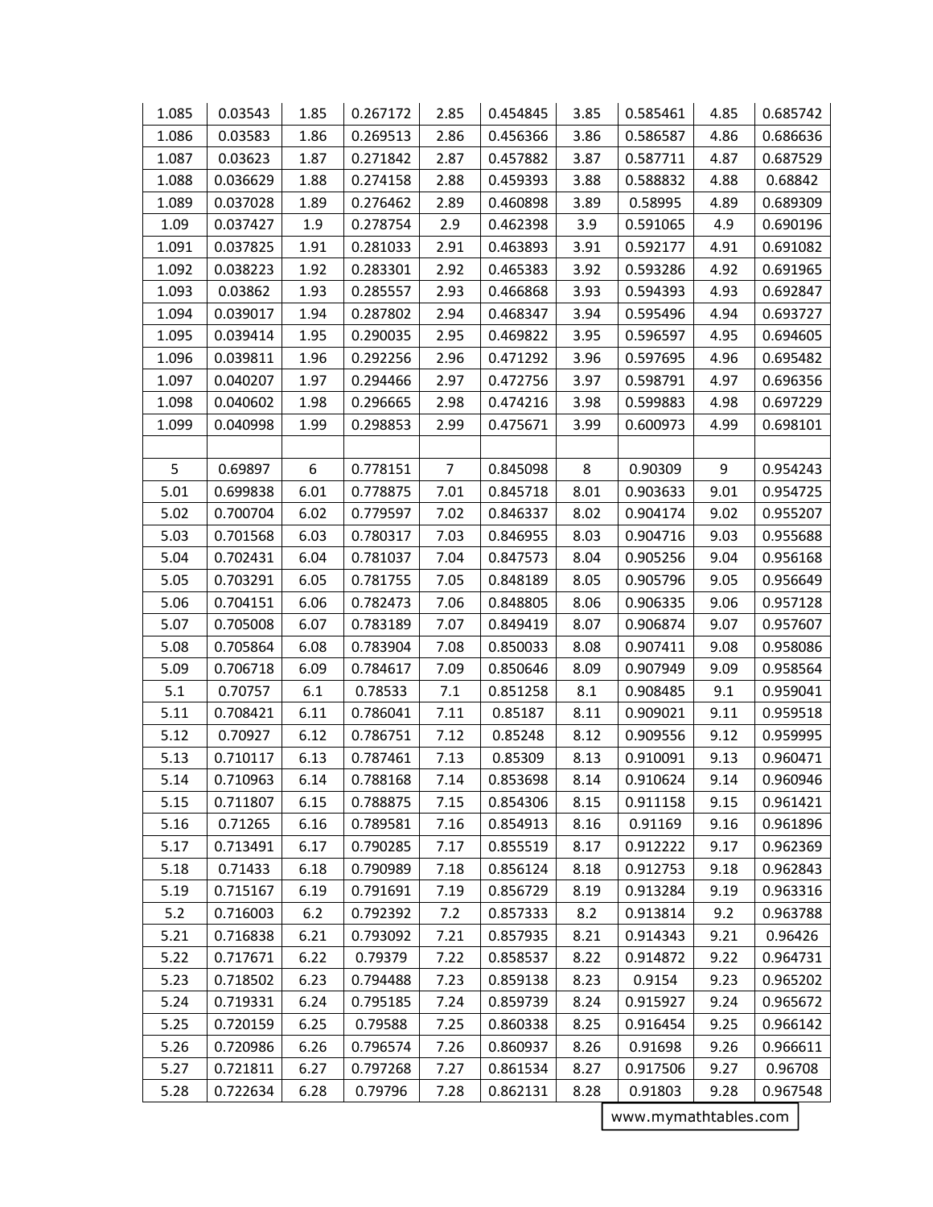| 1.085 | 0.03543 | 1.85 | 0.267172 | 2.85 | 0.454845 | 3.85 | 0.585461 | 4.85 | 0.685742 |
|---|---|---|---|---|---|---|---|---|---|
| 1.086 | 0.03583 | 1.86 | 0.269513 | 2.86 | 0.456366 | 3.86 | 0.586587 | 4.86 | 0.686636 |
| 1.087 | 0.03623 | 1.87 | 0.271842 | 2.87 | 0.457882 | 3.87 | 0.587711 | 4.87 | 0.687529 |
| 1.088 | 0.036629 | 1.88 | 0.274158 | 2.88 | 0.459393 | 3.88 | 0.588832 | 4.88 | 0.68842 |
| 1.089 | 0.037028 | 1.89 | 0.276462 | 2.89 | 0.460898 | 3.89 | 0.58995 | 4.89 | 0.689309 |
| 1.09 | 0.037427 | 1.9 | 0.278754 | 2.9 | 0.462398 | 3.9 | 0.591065 | 4.9 | 0.690196 |
| 1.091 | 0.037825 | 1.91 | 0.281033 | 2.91 | 0.463893 | 3.91 | 0.592177 | 4.91 | 0.691082 |
| 1.092 | 0.038223 | 1.92 | 0.283301 | 2.92 | 0.465383 | 3.92 | 0.593286 | 4.92 | 0.691965 |
| 1.093 | 0.03862 | 1.93 | 0.285557 | 2.93 | 0.466868 | 3.93 | 0.594393 | 4.93 | 0.692847 |
| 1.094 | 0.039017 | 1.94 | 0.287802 | 2.94 | 0.468347 | 3.94 | 0.595496 | 4.94 | 0.693727 |
| 1.095 | 0.039414 | 1.95 | 0.290035 | 2.95 | 0.469822 | 3.95 | 0.596597 | 4.95 | 0.694605 |
| 1.096 | 0.039811 | 1.96 | 0.292256 | 2.96 | 0.471292 | 3.96 | 0.597695 | 4.96 | 0.695482 |
| 1.097 | 0.040207 | 1.97 | 0.294466 | 2.97 | 0.472756 | 3.97 | 0.598791 | 4.97 | 0.696356 |
| 1.098 | 0.040602 | 1.98 | 0.296665 | 2.98 | 0.474216 | 3.98 | 0.599883 | 4.98 | 0.697229 |
| 1.099 | 0.040998 | 1.99 | 0.298853 | 2.99 | 0.475671 | 3.99 | 0.600973 | 4.99 | 0.698101 |
| | | | | | | | | | |
| 5 | 0.69897 | 6 | 0.778151 | 7 | 0.845098 | 8 | 0.90309 | 9 | 0.954243 |
| 5.01 | 0.699838 | 6.01 | 0.778875 | 7.01 | 0.845718 | 8.01 | 0.903633 | 9.01 | 0.954725 |
| 5.02 | 0.700704 | 6.02 | 0.779597 | 7.02 | 0.846337 | 8.02 | 0.904174 | 9.02 | 0.955207 |
| 5.03 | 0.701568 | 6.03 | 0.780317 | 7.03 | 0.846955 | 8.03 | 0.904716 | 9.03 | 0.955688 |
| 5.04 | 0.702431 | 6.04 | 0.781037 | 7.04 | 0.847573 | 8.04 | 0.905256 | 9.04 | 0.956168 |
| 5.05 | 0.703291 | 6.05 | 0.781755 | 7.05 | 0.848189 | 8.05 | 0.905796 | 9.05 | 0.956649 |
| 5.06 | 0.704151 | 6.06 | 0.782473 | 7.06 | 0.848805 | 8.06 | 0.906335 | 9.06 | 0.957128 |
| 5.07 | 0.705008 | 6.07 | 0.783189 | 7.07 | 0.849419 | 8.07 | 0.906874 | 9.07 | 0.957607 |
| 5.08 | 0.705864 | 6.08 | 0.783904 | 7.08 | 0.850033 | 8.08 | 0.907411 | 9.08 | 0.958086 |
| 5.09 | 0.706718 | 6.09 | 0.784617 | 7.09 | 0.850646 | 8.09 | 0.907949 | 9.09 | 0.958564 |
| 5.1 | 0.70757 | 6.1 | 0.78533 | 7.1 | 0.851258 | 8.1 | 0.908485 | 9.1 | 0.959041 |
| 5.11 | 0.708421 | 6.11 | 0.786041 | 7.11 | 0.85187 | 8.11 | 0.909021 | 9.11 | 0.959518 |
| 5.12 | 0.70927 | 6.12 | 0.786751 | 7.12 | 0.85248 | 8.12 | 0.909556 | 9.12 | 0.959995 |
| 5.13 | 0.710117 | 6.13 | 0.787461 | 7.13 | 0.85309 | 8.13 | 0.910091 | 9.13 | 0.960471 |
| 5.14 | 0.710963 | 6.14 | 0.788168 | 7.14 | 0.853698 | 8.14 | 0.910624 | 9.14 | 0.960946 |
| 5.15 | 0.711807 | 6.15 | 0.788875 | 7.15 | 0.854306 | 8.15 | 0.911158 | 9.15 | 0.961421 |
| 5.16 | 0.71265 | 6.16 | 0.789581 | 7.16 | 0.854913 | 8.16 | 0.91169 | 9.16 | 0.961896 |
| 5.17 | 0.713491 | 6.17 | 0.790285 | 7.17 | 0.855519 | 8.17 | 0.912222 | 9.17 | 0.962369 |
| 5.18 | 0.71433 | 6.18 | 0.790989 | 7.18 | 0.856124 | 8.18 | 0.912753 | 9.18 | 0.962843 |
| 5.19 | 0.715167 | 6.19 | 0.791691 | 7.19 | 0.856729 | 8.19 | 0.913284 | 9.19 | 0.963316 |
| 5.2 | 0.716003 | 6.2 | 0.792392 | 7.2 | 0.857333 | 8.2 | 0.913814 | 9.2 | 0.963788 |
| 5.21 | 0.716838 | 6.21 | 0.793092 | 7.21 | 0.857935 | 8.21 | 0.914343 | 9.21 | 0.96426 |
| 5.22 | 0.717671 | 6.22 | 0.79379 | 7.22 | 0.858537 | 8.22 | 0.914872 | 9.22 | 0.964731 |
| 5.23 | 0.718502 | 6.23 | 0.794488 | 7.23 | 0.859138 | 8.23 | 0.9154 | 9.23 | 0.965202 |
| 5.24 | 0.719331 | 6.24 | 0.795185 | 7.24 | 0.859739 | 8.24 | 0.915927 | 9.24 | 0.965672 |
| 5.25 | 0.720159 | 6.25 | 0.79588 | 7.25 | 0.860338 | 8.25 | 0.916454 | 9.25 | 0.966142 |
| 5.26 | 0.720986 | 6.26 | 0.796574 | 7.26 | 0.860937 | 8.26 | 0.91698 | 9.26 | 0.966611 |
| 5.27 | 0.721811 | 6.27 | 0.797268 | 7.27 | 0.861534 | 8.27 | 0.917506 | 9.27 | 0.96708 |
| 5.28 | 0.722634 | 6.28 | 0.79796 | 7.28 | 0.862131 | 8.28 | 0.91803 | 9.28 | 0.967548 |

www.mymathtables.com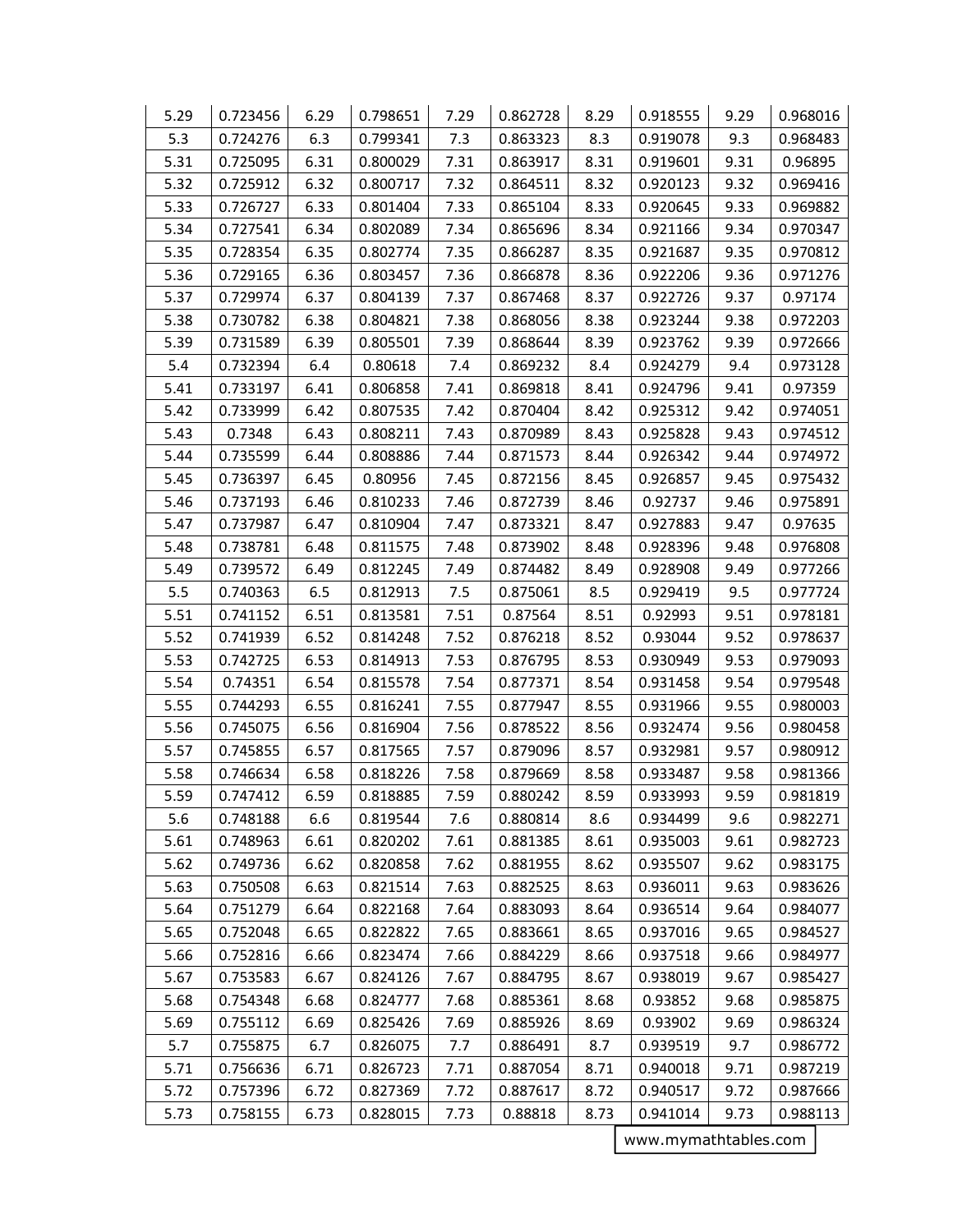| 5.29 | 0.723456 | 6.29 | 0.798651 | 7.29 | 0.862728 | 8.29 | 0.918555 | 9.29 | 0.968016 |
|---|---|---|---|---|---|---|---|---|---|
| 5.3 | 0.724276 | 6.3 | 0.799341 | 7.3 | 0.863323 | 8.3 | 0.919078 | 9.3 | 0.968483 |
| 5.31 | 0.725095 | 6.31 | 0.800029 | 7.31 | 0.863917 | 8.31 | 0.919601 | 9.31 | 0.96895 |
| 5.32 | 0.725912 | 6.32 | 0.800717 | 7.32 | 0.864511 | 8.32 | 0.920123 | 9.32 | 0.969416 |
| 5.33 | 0.726727 | 6.33 | 0.801404 | 7.33 | 0.865104 | 8.33 | 0.920645 | 9.33 | 0.969882 |
| 5.34 | 0.727541 | 6.34 | 0.802089 | 7.34 | 0.865696 | 8.34 | 0.921166 | 9.34 | 0.970347 |
| 5.35 | 0.728354 | 6.35 | 0.802774 | 7.35 | 0.866287 | 8.35 | 0.921687 | 9.35 | 0.970812 |
| 5.36 | 0.729165 | 6.36 | 0.803457 | 7.36 | 0.866878 | 8.36 | 0.922206 | 9.36 | 0.971276 |
| 5.37 | 0.729974 | 6.37 | 0.804139 | 7.37 | 0.867468 | 8.37 | 0.922726 | 9.37 | 0.97174 |
| 5.38 | 0.730782 | 6.38 | 0.804821 | 7.38 | 0.868056 | 8.38 | 0.923244 | 9.38 | 0.972203 |
| 5.39 | 0.731589 | 6.39 | 0.805501 | 7.39 | 0.868644 | 8.39 | 0.923762 | 9.39 | 0.972666 |
| 5.4 | 0.732394 | 6.4 | 0.80618 | 7.4 | 0.869232 | 8.4 | 0.924279 | 9.4 | 0.973128 |
| 5.41 | 0.733197 | 6.41 | 0.806858 | 7.41 | 0.869818 | 8.41 | 0.924796 | 9.41 | 0.97359 |
| 5.42 | 0.733999 | 6.42 | 0.807535 | 7.42 | 0.870404 | 8.42 | 0.925312 | 9.42 | 0.974051 |
| 5.43 | 0.7348 | 6.43 | 0.808211 | 7.43 | 0.870989 | 8.43 | 0.925828 | 9.43 | 0.974512 |
| 5.44 | 0.735599 | 6.44 | 0.808886 | 7.44 | 0.871573 | 8.44 | 0.926342 | 9.44 | 0.974972 |
| 5.45 | 0.736397 | 6.45 | 0.80956 | 7.45 | 0.872156 | 8.45 | 0.926857 | 9.45 | 0.975432 |
| 5.46 | 0.737193 | 6.46 | 0.810233 | 7.46 | 0.872739 | 8.46 | 0.92737 | 9.46 | 0.975891 |
| 5.47 | 0.737987 | 6.47 | 0.810904 | 7.47 | 0.873321 | 8.47 | 0.927883 | 9.47 | 0.97635 |
| 5.48 | 0.738781 | 6.48 | 0.811575 | 7.48 | 0.873902 | 8.48 | 0.928396 | 9.48 | 0.976808 |
| 5.49 | 0.739572 | 6.49 | 0.812245 | 7.49 | 0.874482 | 8.49 | 0.928908 | 9.49 | 0.977266 |
| 5.5 | 0.740363 | 6.5 | 0.812913 | 7.5 | 0.875061 | 8.5 | 0.929419 | 9.5 | 0.977724 |
| 5.51 | 0.741152 | 6.51 | 0.813581 | 7.51 | 0.87564 | 8.51 | 0.92993 | 9.51 | 0.978181 |
| 5.52 | 0.741939 | 6.52 | 0.814248 | 7.52 | 0.876218 | 8.52 | 0.93044 | 9.52 | 0.978637 |
| 5.53 | 0.742725 | 6.53 | 0.814913 | 7.53 | 0.876795 | 8.53 | 0.930949 | 9.53 | 0.979093 |
| 5.54 | 0.74351 | 6.54 | 0.815578 | 7.54 | 0.877371 | 8.54 | 0.931458 | 9.54 | 0.979548 |
| 5.55 | 0.744293 | 6.55 | 0.816241 | 7.55 | 0.877947 | 8.55 | 0.931966 | 9.55 | 0.980003 |
| 5.56 | 0.745075 | 6.56 | 0.816904 | 7.56 | 0.878522 | 8.56 | 0.932474 | 9.56 | 0.980458 |
| 5.57 | 0.745855 | 6.57 | 0.817565 | 7.57 | 0.879096 | 8.57 | 0.932981 | 9.57 | 0.980912 |
| 5.58 | 0.746634 | 6.58 | 0.818226 | 7.58 | 0.879669 | 8.58 | 0.933487 | 9.58 | 0.981366 |
| 5.59 | 0.747412 | 6.59 | 0.818885 | 7.59 | 0.880242 | 8.59 | 0.933993 | 9.59 | 0.981819 |
| 5.6 | 0.748188 | 6.6 | 0.819544 | 7.6 | 0.880814 | 8.6 | 0.934499 | 9.6 | 0.982271 |
| 5.61 | 0.748963 | 6.61 | 0.820202 | 7.61 | 0.881385 | 8.61 | 0.935003 | 9.61 | 0.982723 |
| 5.62 | 0.749736 | 6.62 | 0.820858 | 7.62 | 0.881955 | 8.62 | 0.935507 | 9.62 | 0.983175 |
| 5.63 | 0.750508 | 6.63 | 0.821514 | 7.63 | 0.882525 | 8.63 | 0.936011 | 9.63 | 0.983626 |
| 5.64 | 0.751279 | 6.64 | 0.822168 | 7.64 | 0.883093 | 8.64 | 0.936514 | 9.64 | 0.984077 |
| 5.65 | 0.752048 | 6.65 | 0.822822 | 7.65 | 0.883661 | 8.65 | 0.937016 | 9.65 | 0.984527 |
| 5.66 | 0.752816 | 6.66 | 0.823474 | 7.66 | 0.884229 | 8.66 | 0.937518 | 9.66 | 0.984977 |
| 5.67 | 0.753583 | 6.67 | 0.824126 | 7.67 | 0.884795 | 8.67 | 0.938019 | 9.67 | 0.985427 |
| 5.68 | 0.754348 | 6.68 | 0.824777 | 7.68 | 0.885361 | 8.68 | 0.93852 | 9.68 | 0.985875 |
| 5.69 | 0.755112 | 6.69 | 0.825426 | 7.69 | 0.885926 | 8.69 | 0.93902 | 9.69 | 0.986324 |
| 5.7 | 0.755875 | 6.7 | 0.826075 | 7.7 | 0.886491 | 8.7 | 0.939519 | 9.7 | 0.986772 |
| 5.71 | 0.756636 | 6.71 | 0.826723 | 7.71 | 0.887054 | 8.71 | 0.940018 | 9.71 | 0.987219 |
| 5.72 | 0.757396 | 6.72 | 0.827369 | 7.72 | 0.887617 | 8.72 | 0.940517 | 9.72 | 0.987666 |
| 5.73 | 0.758155 | 6.73 | 0.828015 | 7.73 | 0.88818 | 8.73 | 0.941014 | 9.73 | 0.988113 |

www.mymathtables.com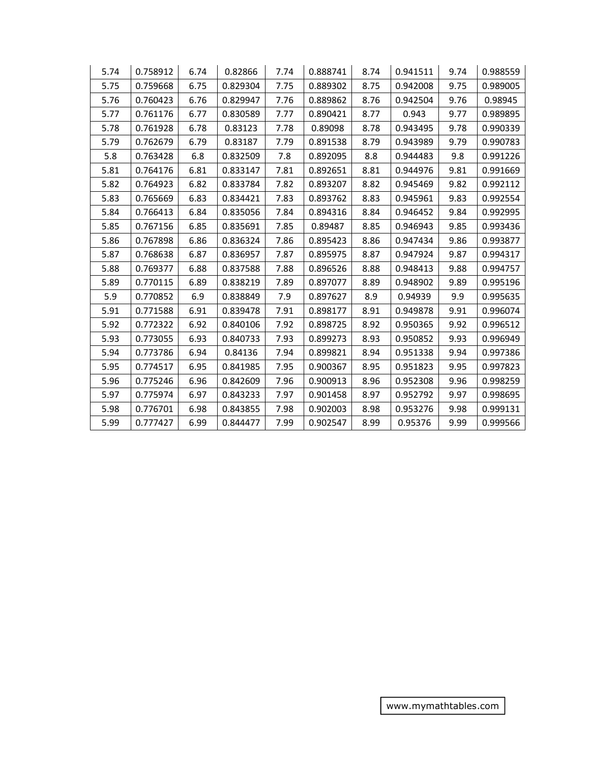| | | | | | | | | | |
|---|---|---|---|---|---|---|---|---|---|
| 5.74 | 0.758912 | 6.74 | 0.82866 | 7.74 | 0.888741 | 8.74 | 0.941511 | 9.74 | 0.988559 |
| 5.75 | 0.759668 | 6.75 | 0.829304 | 7.75 | 0.889302 | 8.75 | 0.942008 | 9.75 | 0.989005 |
| 5.76 | 0.760423 | 6.76 | 0.829947 | 7.76 | 0.889862 | 8.76 | 0.942504 | 9.76 | 0.98945 |
| 5.77 | 0.761176 | 6.77 | 0.830589 | 7.77 | 0.890421 | 8.77 | 0.943 | 9.77 | 0.989895 |
| 5.78 | 0.761928 | 6.78 | 0.83123 | 7.78 | 0.89098 | 8.78 | 0.943495 | 9.78 | 0.990339 |
| 5.79 | 0.762679 | 6.79 | 0.83187 | 7.79 | 0.891538 | 8.79 | 0.943989 | 9.79 | 0.990783 |
| 5.8 | 0.763428 | 6.8 | 0.832509 | 7.8 | 0.892095 | 8.8 | 0.944483 | 9.8 | 0.991226 |
| 5.81 | 0.764176 | 6.81 | 0.833147 | 7.81 | 0.892651 | 8.81 | 0.944976 | 9.81 | 0.991669 |
| 5.82 | 0.764923 | 6.82 | 0.833784 | 7.82 | 0.893207 | 8.82 | 0.945469 | 9.82 | 0.992112 |
| 5.83 | 0.765669 | 6.83 | 0.834421 | 7.83 | 0.893762 | 8.83 | 0.945961 | 9.83 | 0.992554 |
| 5.84 | 0.766413 | 6.84 | 0.835056 | 7.84 | 0.894316 | 8.84 | 0.946452 | 9.84 | 0.992995 |
| 5.85 | 0.767156 | 6.85 | 0.835691 | 7.85 | 0.89487 | 8.85 | 0.946943 | 9.85 | 0.993436 |
| 5.86 | 0.767898 | 6.86 | 0.836324 | 7.86 | 0.895423 | 8.86 | 0.947434 | 9.86 | 0.993877 |
| 5.87 | 0.768638 | 6.87 | 0.836957 | 7.87 | 0.895975 | 8.87 | 0.947924 | 9.87 | 0.994317 |
| 5.88 | 0.769377 | 6.88 | 0.837588 | 7.88 | 0.896526 | 8.88 | 0.948413 | 9.88 | 0.994757 |
| 5.89 | 0.770115 | 6.89 | 0.838219 | 7.89 | 0.897077 | 8.89 | 0.948902 | 9.89 | 0.995196 |
| 5.9 | 0.770852 | 6.9 | 0.838849 | 7.9 | 0.897627 | 8.9 | 0.94939 | 9.9 | 0.995635 |
| 5.91 | 0.771588 | 6.91 | 0.839478 | 7.91 | 0.898177 | 8.91 | 0.949878 | 9.91 | 0.996074 |
| 5.92 | 0.772322 | 6.92 | 0.840106 | 7.92 | 0.898725 | 8.92 | 0.950365 | 9.92 | 0.996512 |
| 5.93 | 0.773055 | 6.93 | 0.840733 | 7.93 | 0.899273 | 8.93 | 0.950852 | 9.93 | 0.996949 |
| 5.94 | 0.773786 | 6.94 | 0.84136 | 7.94 | 0.899821 | 8.94 | 0.951338 | 9.94 | 0.997386 |
| 5.95 | 0.774517 | 6.95 | 0.841985 | 7.95 | 0.900367 | 8.95 | 0.951823 | 9.95 | 0.997823 |
| 5.96 | 0.775246 | 6.96 | 0.842609 | 7.96 | 0.900913 | 8.96 | 0.952308 | 9.96 | 0.998259 |
| 5.97 | 0.775974 | 6.97 | 0.843233 | 7.97 | 0.901458 | 8.97 | 0.952792 | 9.97 | 0.998695 |
| 5.98 | 0.776701 | 6.98 | 0.843855 | 7.98 | 0.902003 | 8.98 | 0.953276 | 9.98 | 0.999131 |
| 5.99 | 0.777427 | 6.99 | 0.844477 | 7.99 | 0.902547 | 8.99 | 0.95376 | 9.99 | 0.999566 |

www.mymathtables.com